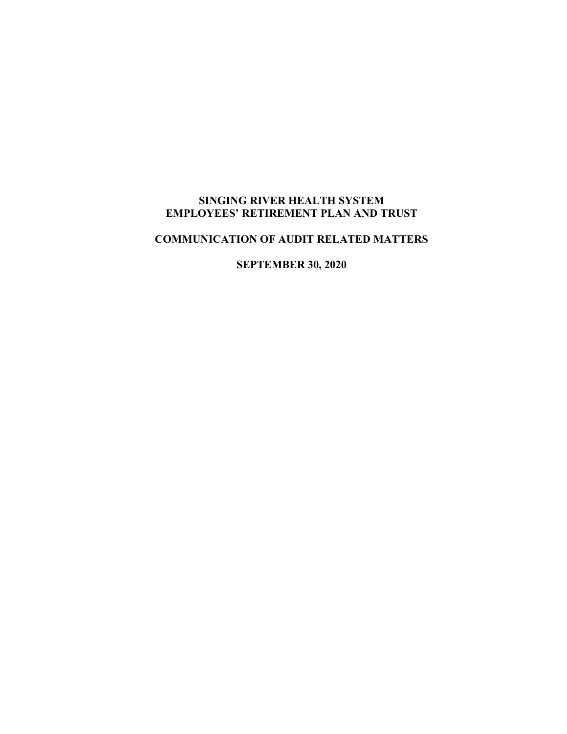# SINGING RIVER HEALTH SYSTEM
# EMPLOYEES' RETIREMENT PLAN AND TRUST

## COMMUNICATION OF AUDIT RELATED MATTERS

### SEPTEMBER 30, 2020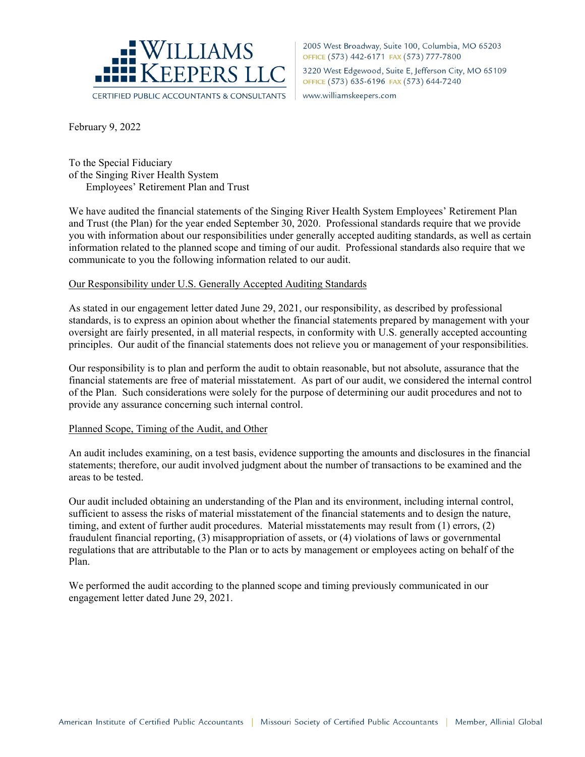February 9, 2022

To the Special Fiduciary
of the Singing River Health System
Employees' Retirement Plan and Trust

We have audited the financial statements of the Singing River Health System Employees' Retirement Plan and Trust (the Plan) for the year ended September 30, 2020. Professional standards require that we provide you with information about our responsibilities under generally accepted auditing standards, as well as certain information related to the planned scope and timing of our audit. Professional standards also require that we communicate to you the following information related to our audit.

Our Responsibility under U.S. Generally Accepted Auditing Standards

As stated in our engagement letter dated June 29, 2021, our responsibility, as described by professional standards, is to express an opinion about whether the financial statements prepared by management with your oversight are fairly presented, in all material respects, in conformity with U.S. generally accepted accounting principles. Our audit of the financial statements does not relieve you or management of your responsibilities.

Our responsibility is to plan and perform the audit to obtain reasonable, but not absolute, assurance that the financial statements are free of material misstatement. As part of our audit, we considered the internal control of the Plan. Such considerations were solely for the purpose of determining our audit procedures and not to provide any assurance concerning such internal control.

Planned Scope, Timing of the Audit, and Other

An audit includes examining, on a test basis, evidence supporting the amounts and disclosures in the financial statements; therefore, our audit involved judgment about the number of transactions to be examined and the areas to be tested.

Our audit included obtaining an understanding of the Plan and its environment, including internal control, sufficient to assess the risks of material misstatement of the financial statements and to design the nature, timing, and extent of further audit procedures. Material misstatements may result from (1) errors, (2) fraudulent financial reporting, (3) misappropriation of assets, or (4) violations of laws or governmental regulations that are attributable to the Plan or to acts by management or employees acting on behalf of the Plan.

We performed the audit according to the planned scope and timing previously communicated in our engagement letter dated June 29, 2021.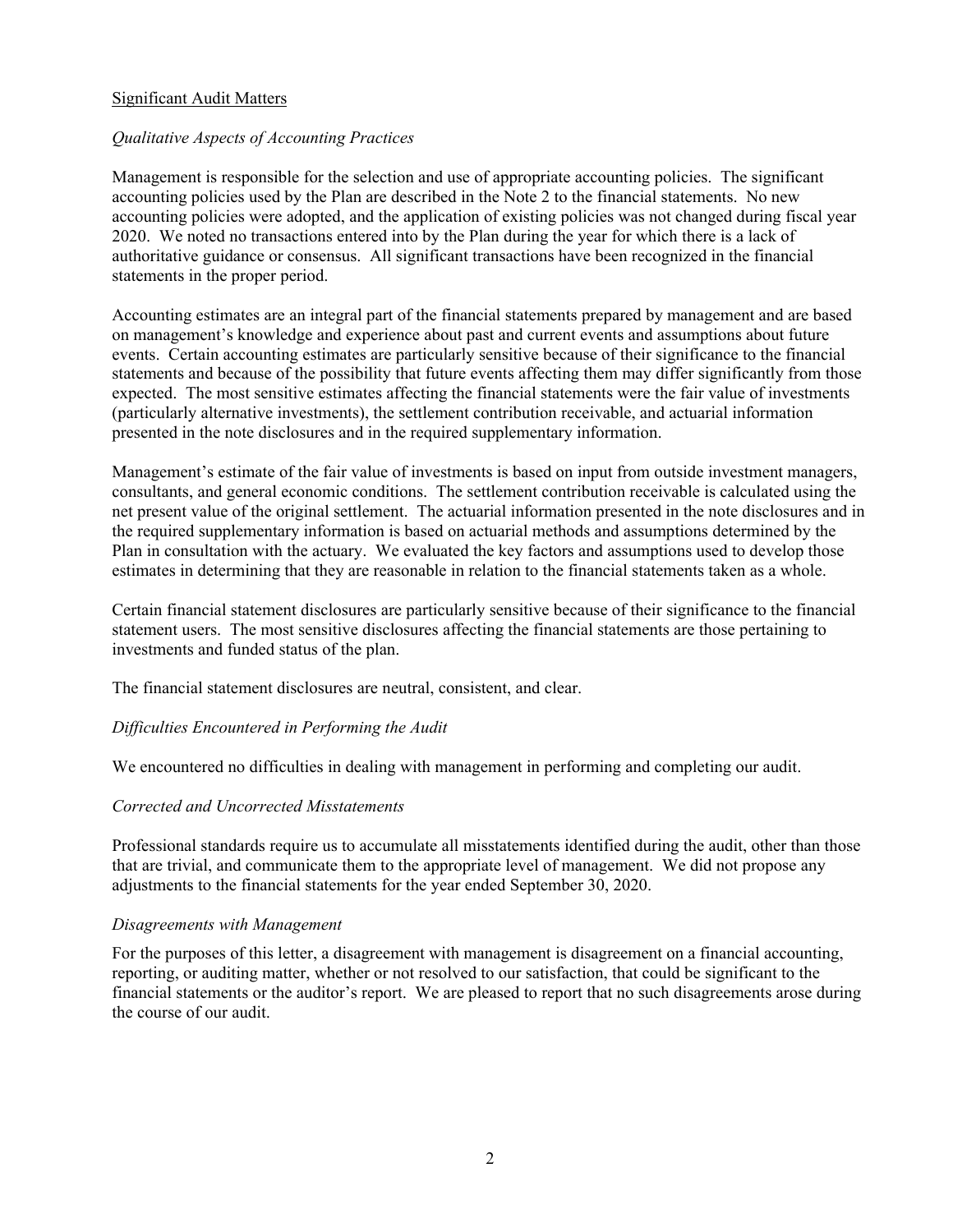## Significant Audit Matters

### *Qualitative Aspects of Accounting Practices*

Management is responsible for the selection and use of appropriate accounting policies. The significant accounting policies used by the Plan are described in the Note 2 to the financial statements. No new accounting policies were adopted, and the application of existing policies was not changed during fiscal year 2020. We noted no transactions entered into by the Plan during the year for which there is a lack of authoritative guidance or consensus. All significant transactions have been recognized in the financial statements in the proper period.

Accounting estimates are an integral part of the financial statements prepared by management and are based on management's knowledge and experience about past and current events and assumptions about future events. Certain accounting estimates are particularly sensitive because of their significance to the financial statements and because of the possibility that future events affecting them may differ significantly from those expected. The most sensitive estimates affecting the financial statements were the fair value of investments (particularly alternative investments), the settlement contribution receivable, and actuarial information presented in the note disclosures and in the required supplementary information.

Management's estimate of the fair value of investments is based on input from outside investment managers, consultants, and general economic conditions. The settlement contribution receivable is calculated using the net present value of the original settlement. The actuarial information presented in the note disclosures and in the required supplementary information is based on actuarial methods and assumptions determined by the Plan in consultation with the actuary. We evaluated the key factors and assumptions used to develop those estimates in determining that they are reasonable in relation to the financial statements taken as a whole.

Certain financial statement disclosures are particularly sensitive because of their significance to the financial statement users. The most sensitive disclosures affecting the financial statements are those pertaining to investments and funded status of the plan.

The financial statement disclosures are neutral, consistent, and clear.

### *Difficulties Encountered in Performing the Audit*

We encountered no difficulties in dealing with management in performing and completing our audit.

### *Corrected and Uncorrected Misstatements*

Professional standards require us to accumulate all misstatements identified during the audit, other than those that are trivial, and communicate them to the appropriate level of management. We did not propose any adjustments to the financial statements for the year ended September 30, 2020.

### *Disagreements with Management*

For the purposes of this letter, a disagreement with management is disagreement on a financial accounting, reporting, or auditing matter, whether or not resolved to our satisfaction, that could be significant to the financial statements or the auditor's report. We are pleased to report that no such disagreements arose during the course of our audit.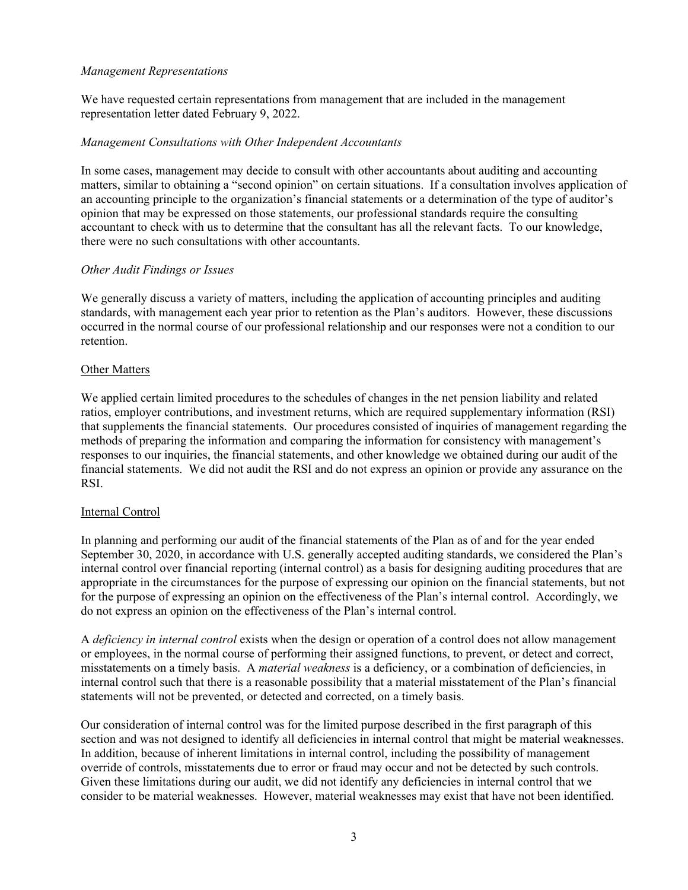*Management Representations*

We have requested certain representations from management that are included in the management representation letter dated February 9, 2022.

*Management Consultations with Other Independent Accountants*

In some cases, management may decide to consult with other accountants about auditing and accounting matters, similar to obtaining a "second opinion" on certain situations. If a consultation involves application of an accounting principle to the organization's financial statements or a determination of the type of auditor's opinion that may be expressed on those statements, our professional standards require the consulting accountant to check with us to determine that the consultant has all the relevant facts. To our knowledge, there were no such consultations with other accountants.

*Other Audit Findings or Issues*

We generally discuss a variety of matters, including the application of accounting principles and auditing standards, with management each year prior to retention as the Plan's auditors. However, these discussions occurred in the normal course of our professional relationship and our responses were not a condition to our retention.

## Other Matters

We applied certain limited procedures to the schedules of changes in the net pension liability and related ratios, employer contributions, and investment returns, which are required supplementary information (RSI) that supplements the financial statements. Our procedures consisted of inquiries of management regarding the methods of preparing the information and comparing the information for consistency with management's responses to our inquiries, the financial statements, and other knowledge we obtained during our audit of the financial statements. We did not audit the RSI and do not express an opinion or provide any assurance on the RSI.

## Internal Control

In planning and performing our audit of the financial statements of the Plan as of and for the year ended September 30, 2020, in accordance with U.S. generally accepted auditing standards, we considered the Plan's internal control over financial reporting (internal control) as a basis for designing auditing procedures that are appropriate in the circumstances for the purpose of expressing our opinion on the financial statements, but not for the purpose of expressing an opinion on the effectiveness of the Plan's internal control. Accordingly, we do not express an opinion on the effectiveness of the Plan's internal control.

A *deficiency in internal control* exists when the design or operation of a control does not allow management or employees, in the normal course of performing their assigned functions, to prevent, or detect and correct, misstatements on a timely basis. A *material weakness* is a deficiency, or a combination of deficiencies, in internal control such that there is a reasonable possibility that a material misstatement of the Plan's financial statements will not be prevented, or detected and corrected, on a timely basis.

Our consideration of internal control was for the limited purpose described in the first paragraph of this section and was not designed to identify all deficiencies in internal control that might be material weaknesses. In addition, because of inherent limitations in internal control, including the possibility of management override of controls, misstatements due to error or fraud may occur and not be detected by such controls. Given these limitations during our audit, we did not identify any deficiencies in internal control that we consider to be material weaknesses. However, material weaknesses may exist that have not been identified.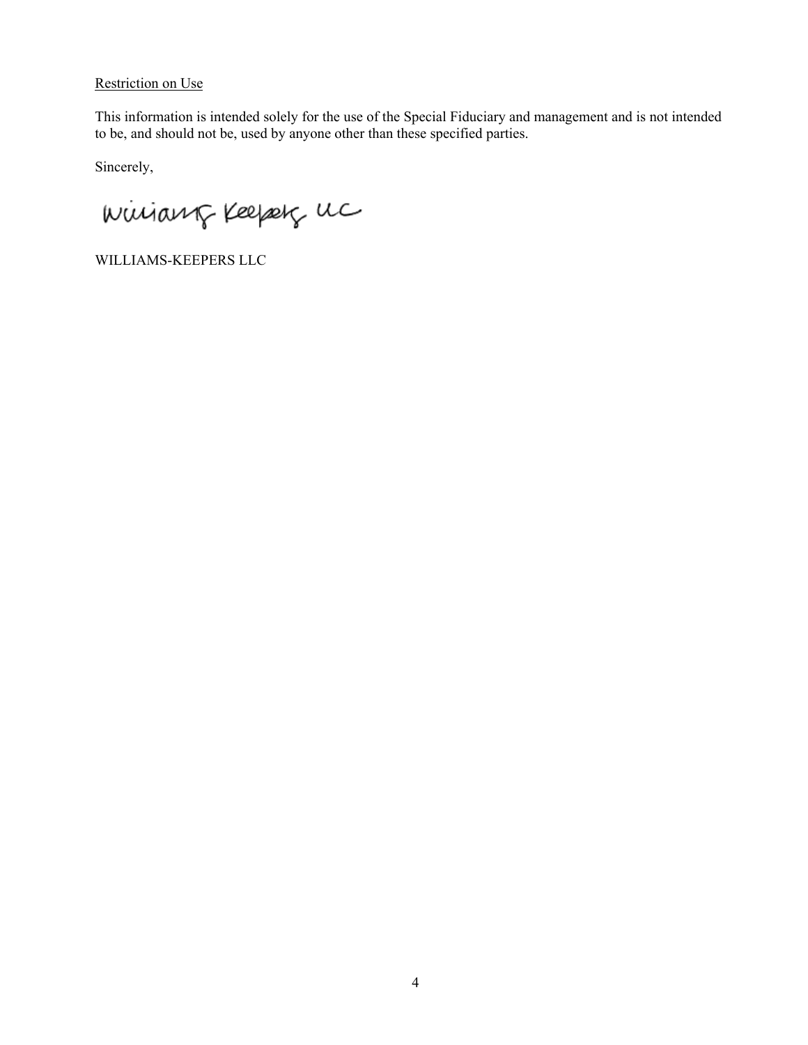Restriction on Use

This information is intended solely for the use of the Special Fiduciary and management and is not intended to be, and should not be, used by anyone other than these specified parties.

Sincerely,

Williams Keepers LLC

WILLIAMS-KEEPERS LLC